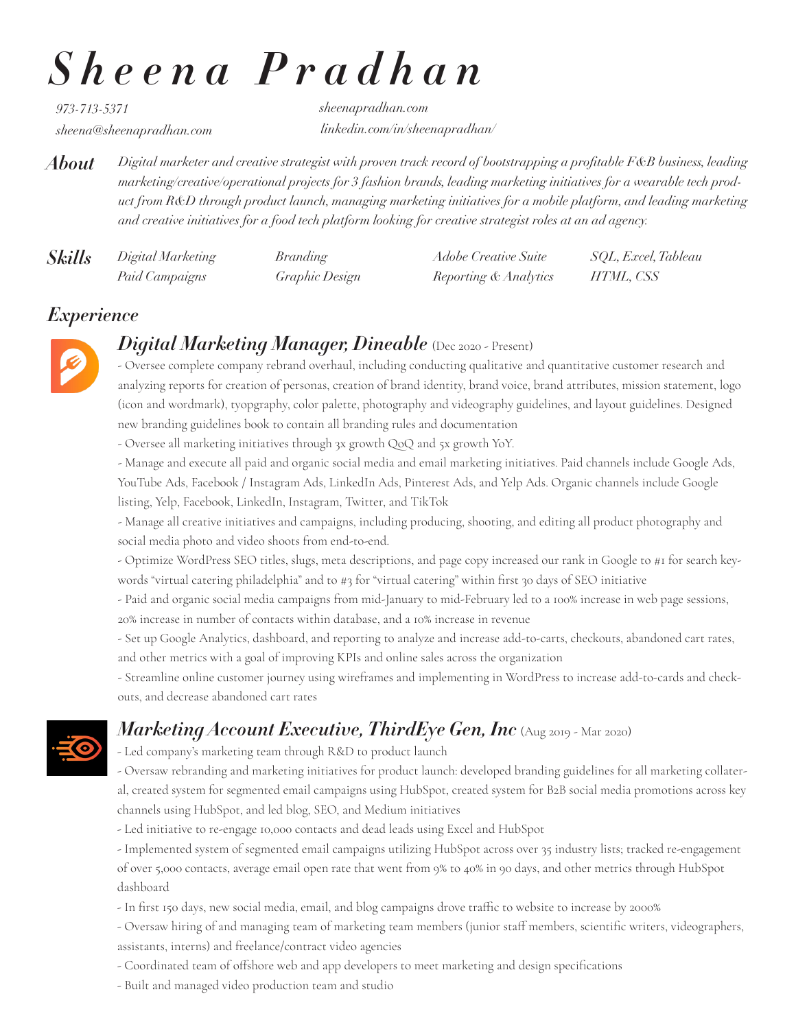# Sheena Pradhan

973-713-5371
sheena@sheenapradhan.com
sheenapradhan.com
linkedin.com/in/sheenapradhan/

## About

*Digital marketer and creative strategist with proven track record of bootstrapping a profitable F&B business, leading marketing/creative/operational projects for 3 fashion brands, leading marketing initiatives for a wearable tech product from R&D through product launch, managing marketing initiatives for a mobile platform, and leading marketing and creative initiatives for a food tech platform looking for creative strategist roles at an ad agency.*

## Skills

*Digital Marketing, Paid Campaigns, Branding, Graphic Design, Adobe Creative Suite, Reporting & Analytics, SQL, Excel, Tableau, HTML, CSS*

## Experience

### Digital Marketing Manager, Dineable (Dec 2020 - Present)

- Oversee complete company rebrand overhaul, including conducting qualitative and quantitative customer research and analyzing reports for creation of personas, creation of brand identity, brand voice, brand attributes, mission statement, logo (icon and wordmark), tyopgraphy, color palette, photography and videography guidelines, and layout guidelines. Designed new branding guidelines book to contain all branding rules and documentation
- Oversee all marketing initiatives through 3x growth QoQ and 5x growth YoY.
- Manage and execute all paid and organic social media and email marketing initiatives. Paid channels include Google Ads, YouTube Ads, Facebook / Instagram Ads, LinkedIn Ads, Pinterest Ads, and Yelp Ads. Organic channels include Google listing, Yelp, Facebook, LinkedIn, Instagram, Twitter, and TikTok
- Manage all creative initiatives and campaigns, including producing, shooting, and editing all product photography and social media photo and video shoots from end-to-end.
- Optimize WordPress SEO titles, slugs, meta descriptions, and page copy increased our rank in Google to #1 for search keywords "virtual catering philadelphia" and to #3 for "virtual catering" within first 30 days of SEO initiative
- Paid and organic social media campaigns from mid-January to mid-February led to a 100% increase in web page sessions, 20% increase in number of contacts within database, and a 10% increase in revenue
- Set up Google Analytics, dashboard, and reporting to analyze and increase add-to-carts, checkouts, abandoned cart rates, and other metrics with a goal of improving KPIs and online sales across the organization
- Streamline online customer journey using wireframes and implementing in WordPress to increase add-to-cards and checkouts, and decrease abandoned cart rates

### Marketing Account Executive, ThirdEye Gen, Inc (Aug 2019 - Mar 2020)

- Led company's marketing team through R&D to product launch
- Oversaw rebranding and marketing initiatives for product launch: developed branding guidelines for all marketing collateral, created system for segmented email campaigns using HubSpot, created system for B2B social media promotions across key channels using HubSpot, and led blog, SEO, and Medium initiatives
- Led initiative to re-engage 10,000 contacts and dead leads using Excel and HubSpot
- Implemented system of segmented email campaigns utilizing HubSpot across over 35 industry lists; tracked re-engagement of over 5,000 contacts, average email open rate that went from 9% to 40% in 90 days, and other metrics through HubSpot dashboard
- In first 150 days, new social media, email, and blog campaigns drove traffic to website to increase by 2000%
- Oversaw hiring of and managing team of marketing team members (junior staff members, scientific writers, videographers, assistants, interns) and freelance/contract video agencies
- Coordinated team of offshore web and app developers to meet marketing and design specifications
- Built and managed video production team and studio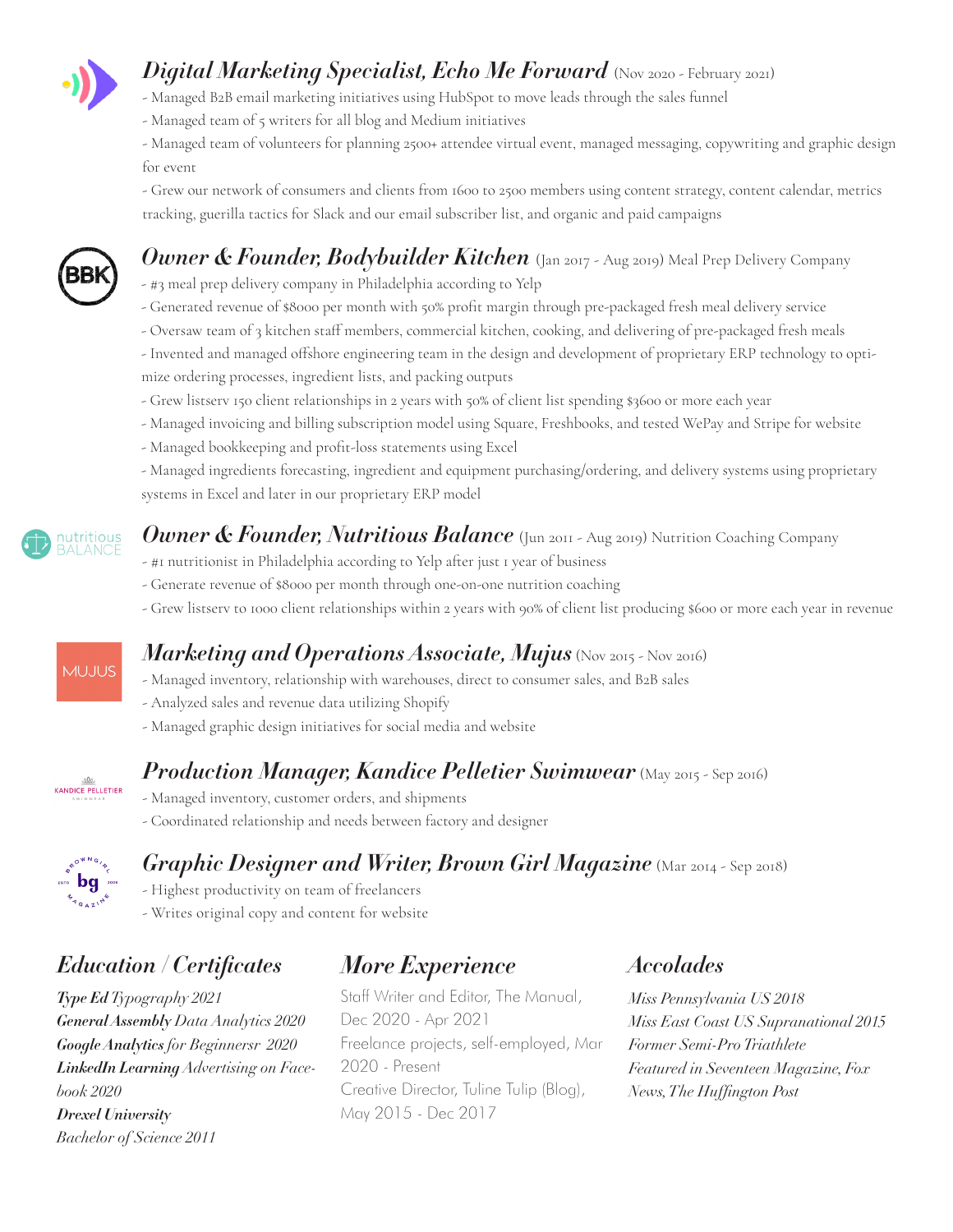## *Digital Marketing Specialist, Echo Me Forward* (Nov 2020 - February 2021)

- Managed B2B email marketing initiatives using HubSpot to move leads through the sales funnel
- Managed team of 5 writers for all blog and Medium initiatives
- Managed team of volunteers for planning 2500+ attendee virtual event, managed messaging, copywriting and graphic design for event
- Grew our network of consumers and clients from 1600 to 2500 members using content strategy, content calendar, metrics tracking, guerilla tactics for Slack and our email subscriber list, and organic and paid campaigns

## *Owner & Founder, Bodybuilder Kitchen* (Jan 2017 - Aug 2019) Meal Prep Delivery Company

- #3 meal prep delivery company in Philadelphia according to Yelp
- Generated revenue of $8000 per month with 50% profit margin through pre-packaged fresh meal delivery service
- Oversaw team of 3 kitchen staff members, commercial kitchen, cooking, and delivering of pre-packaged fresh meals
- Invented and managed offshore engineering team in the design and development of proprietary ERP technology to optimize ordering processes, ingredient lists, and packing outputs
- Grew listserv 150 client relationships in 2 years with 50% of client list spending $3600 or more each year
- Managed invoicing and billing subscription model using Square, Freshbooks, and tested WePay and Stripe for website
- Managed bookkeeping and profit-loss statements using Excel
- Managed ingredients forecasting, ingredient and equipment purchasing/ordering, and delivery systems using proprietary systems in Excel and later in our proprietary ERP model

## *Owner & Founder, Nutritious Balance* (Jun 2011 - Aug 2019) Nutrition Coaching Company

- #1 nutritionist in Philadelphia according to Yelp after just 1 year of business
- Generate revenue of $8000 per month through one-on-one nutrition coaching
- Grew listserv to 1000 client relationships within 2 years with 90% of client list producing $600 or more each year in revenue

## *Marketing and Operations Associate, Mujus* (Nov 2015 - Nov 2016)

- Managed inventory, relationship with warehouses, direct to consumer sales, and B2B sales
- Analyzed sales and revenue data utilizing Shopify
- Managed graphic design initiatives for social media and website

## *Production Manager, Kandice Pelletier Swimwear* (May 2015 - Sep 2016)

- Managed inventory, customer orders, and shipments
- Coordinated relationship and needs between factory and designer

## *Graphic Designer and Writer, Brown Girl Magazine* (Mar 2014 - Sep 2018)

- Highest productivity on team of freelancers
- Writes original copy and content for website

## *Education / Certificates*

***Type Ed*** *Typography 2021*
***General Assembly*** *Data Analytics 2020*
***Google Analytics*** *for Beginnersr 2020*
***LinkedIn Learning*** *Advertising on Facebook 2020*
***Drexel University***
*Bachelor of Science 2011*

## *More Experience*

Staff Writer and Editor, The Manual, Dec 2020 - Apr 2021
Freelance projects, self-employed, Mar 2020 - Present
Creative Director, Tuline Tulip (Blog), May 2015 - Dec 2017

## *Accolades*

*Miss Pennsylvania US 2018*
*Miss East Coast US Supranational 2015*
*Former Semi-Pro Triathlete*
*Featured in Seventeen Magazine, Fox News, The Huffington Post*